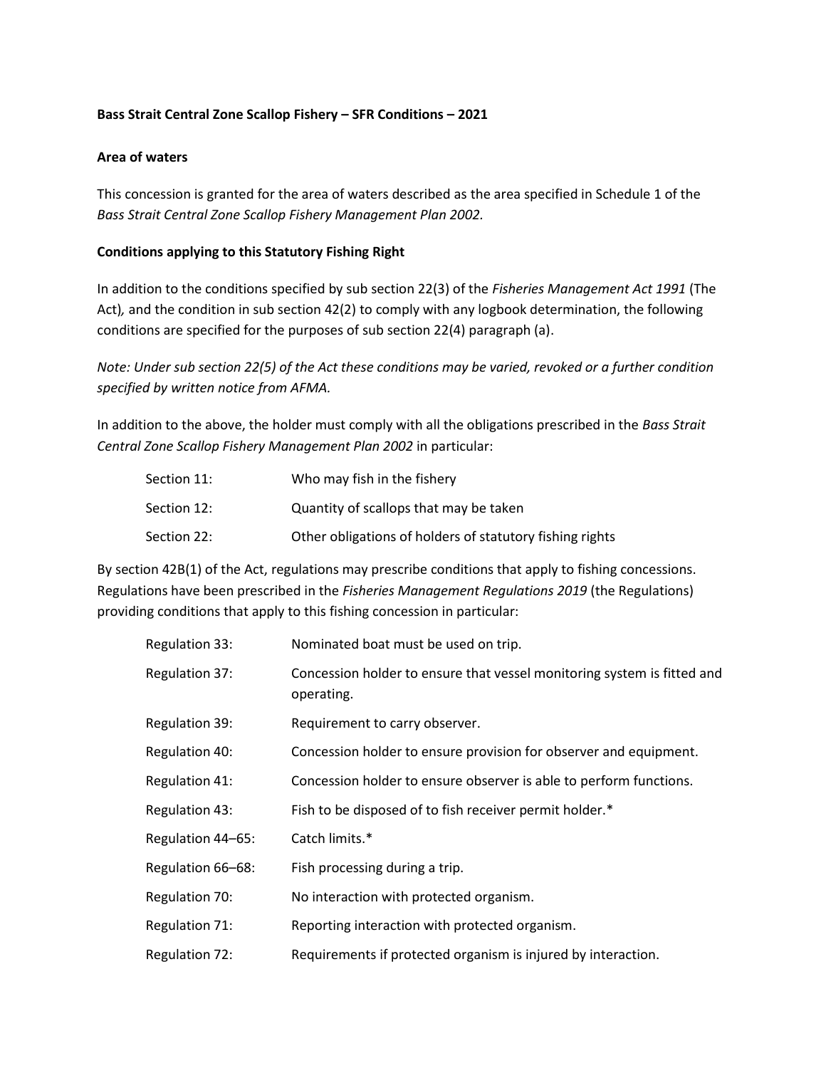**Bass Strait Central Zone Scallop Fishery – SFR Conditions – 2021**

**Area of waters**

This concession is granted for the area of waters described as the area specified in Schedule 1 of the *Bass Strait Central Zone Scallop Fishery Management Plan 2002.*

**Conditions applying to this Statutory Fishing Right**

In addition to the conditions specified by sub section 22(3) of the *Fisheries Management Act 1991* (The Act), and the condition in sub section 42(2) to comply with any logbook determination, the following conditions are specified for the purposes of sub section 22(4) paragraph (a).

*Note: Under sub section 22(5) of the Act these conditions may be varied, revoked or a further condition specified by written notice from AFMA.*

In addition to the above, the holder must comply with all the obligations prescribed in the *Bass Strait Central Zone Scallop Fishery Management Plan 2002* in particular:

| | |
|---|---|
| Section 11: | Who may fish in the fishery |
| Section 12: | Quantity of scallops that may be taken |
| Section 22: | Other obligations of holders of statutory fishing rights |

By section 42B(1) of the Act, regulations may prescribe conditions that apply to fishing concessions. Regulations have been prescribed in the *Fisheries Management Regulations 2019* (the Regulations) providing conditions that apply to this fishing concession in particular:

| | |
|---|---|
| Regulation 33: | Nominated boat must be used on trip. |
| Regulation 37: | Concession holder to ensure that vessel monitoring system is fitted and operating. |
| Regulation 39: | Requirement to carry observer. |
| Regulation 40: | Concession holder to ensure provision for observer and equipment. |
| Regulation 41: | Concession holder to ensure observer is able to perform functions. |
| Regulation 43: | Fish to be disposed of to fish receiver permit holder.* |
| Regulation 44–65: | Catch limits.* |
| Regulation 66–68: | Fish processing during a trip. |
| Regulation 70: | No interaction with protected organism. |
| Regulation 71: | Reporting interaction with protected organism. |
| Regulation 72: | Requirements if protected organism is injured by interaction. |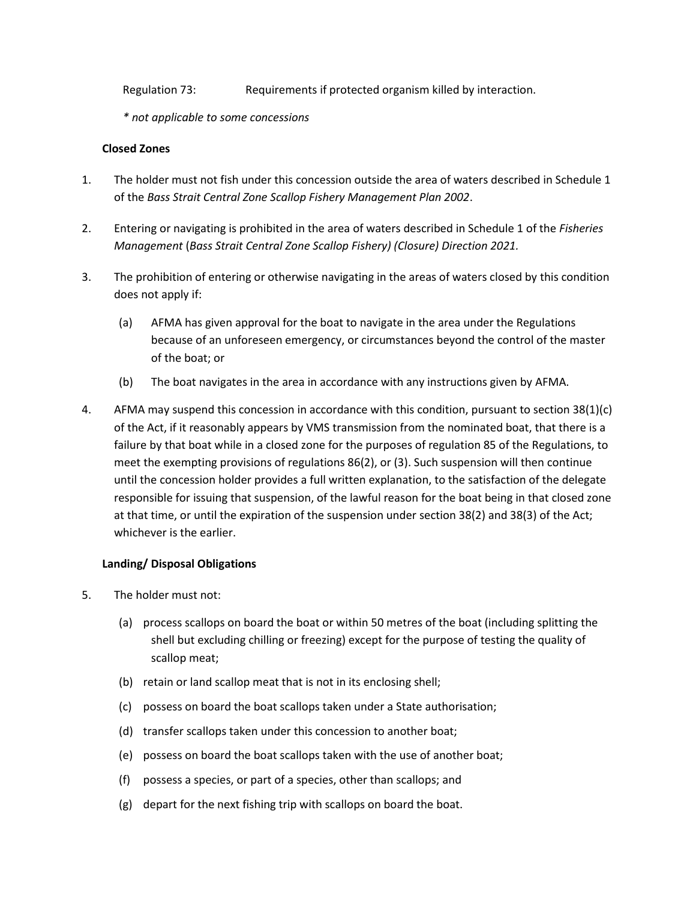Regulation 73: Requirements if protected organism killed by interaction.

*\* not applicable to some concessions*

**Closed Zones**

1. The holder must not fish under this concession outside the area of waters described in Schedule 1 of the *Bass Strait Central Zone Scallop Fishery Management Plan 2002*.

2. Entering or navigating is prohibited in the area of waters described in Schedule 1 of the *Fisheries Management* (*Bass Strait Central Zone Scallop Fishery) (Closure) Direction 2021.*

3. The prohibition of entering or otherwise navigating in the areas of waters closed by this condition does not apply if:

   (a) AFMA has given approval for the boat to navigate in the area under the Regulations because of an unforeseen emergency, or circumstances beyond the control of the master of the boat; or

   (b) The boat navigates in the area in accordance with any instructions given by AFMA.

4. AFMA may suspend this concession in accordance with this condition, pursuant to section 38(1)(c) of the Act, if it reasonably appears by VMS transmission from the nominated boat, that there is a failure by that boat while in a closed zone for the purposes of regulation 85 of the Regulations, to meet the exempting provisions of regulations 86(2), or (3). Such suspension will then continue until the concession holder provides a full written explanation, to the satisfaction of the delegate responsible for issuing that suspension, of the lawful reason for the boat being in that closed zone at that time, or until the expiration of the suspension under section 38(2) and 38(3) of the Act; whichever is the earlier.

**Landing/ Disposal Obligations**

5. The holder must not:

   (a) process scallops on board the boat or within 50 metres of the boat (including splitting the shell but excluding chilling or freezing) except for the purpose of testing the quality of scallop meat;

   (b) retain or land scallop meat that is not in its enclosing shell;

   (c) possess on board the boat scallops taken under a State authorisation;

   (d) transfer scallops taken under this concession to another boat;

   (e) possess on board the boat scallops taken with the use of another boat;

   (f) possess a species, or part of a species, other than scallops; and

   (g) depart for the next fishing trip with scallops on board the boat.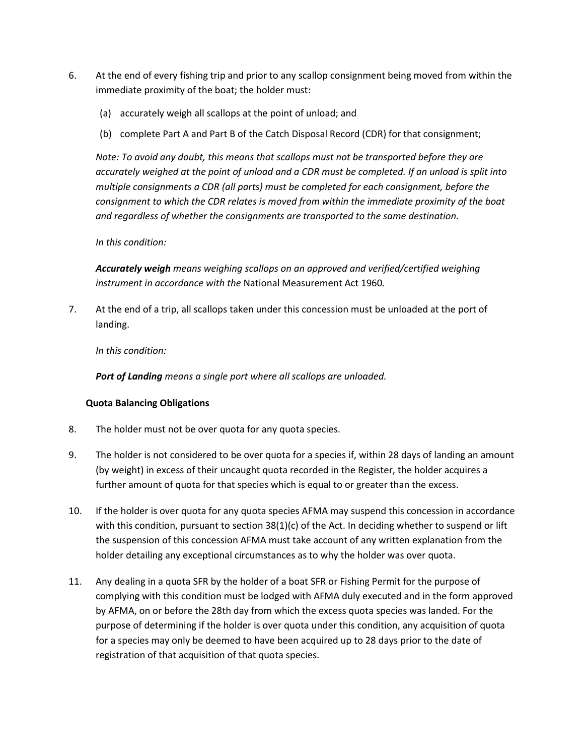6. At the end of every fishing trip and prior to any scallop consignment being moved from within the immediate proximity of the boat; the holder must:

   (a) accurately weigh all scallops at the point of unload; and

   (b) complete Part A and Part B of the Catch Disposal Record (CDR) for that consignment;

   *Note: To avoid any doubt, this means that scallops must not be transported before they are accurately weighed at the point of unload and a CDR must be completed. If an unload is split into multiple consignments a CDR (all parts) must be completed for each consignment, before the consignment to which the CDR relates is moved from within the immediate proximity of the boat and regardless of whether the consignments are transported to the same destination.*

   *In this condition:*

   ***Accurately weigh** means weighing scallops on an approved and verified/certified weighing instrument in accordance with the* National Measurement Act 1960*.*

7. At the end of a trip, all scallops taken under this concession must be unloaded at the port of landing.

   *In this condition:*

   ***Port of Landing** means a single port where all scallops are unloaded.*

**Quota Balancing Obligations**

8. The holder must not be over quota for any quota species.

9. The holder is not considered to be over quota for a species if, within 28 days of landing an amount (by weight) in excess of their uncaught quota recorded in the Register, the holder acquires a further amount of quota for that species which is equal to or greater than the excess.

10. If the holder is over quota for any quota species AFMA may suspend this concession in accordance with this condition, pursuant to section 38(1)(c) of the Act. In deciding whether to suspend or lift the suspension of this concession AFMA must take account of any written explanation from the holder detailing any exceptional circumstances as to why the holder was over quota.

11. Any dealing in a quota SFR by the holder of a boat SFR or Fishing Permit for the purpose of complying with this condition must be lodged with AFMA duly executed and in the form approved by AFMA, on or before the 28th day from which the excess quota species was landed. For the purpose of determining if the holder is over quota under this condition, any acquisition of quota for a species may only be deemed to have been acquired up to 28 days prior to the date of registration of that acquisition of that quota species.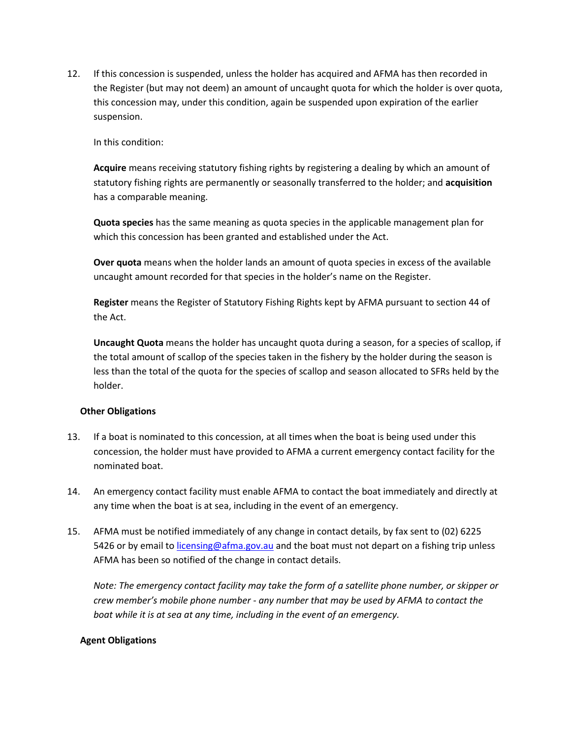12. If this concession is suspended, unless the holder has acquired and AFMA has then recorded in the Register (but may not deem) an amount of uncaught quota for which the holder is over quota, this concession may, under this condition, again be suspended upon expiration of the earlier suspension.

    In this condition:

    **Acquire** means receiving statutory fishing rights by registering a dealing by which an amount of statutory fishing rights are permanently or seasonally transferred to the holder; and **acquisition** has a comparable meaning.

    **Quota species** has the same meaning as quota species in the applicable management plan for which this concession has been granted and established under the Act.

    **Over quota** means when the holder lands an amount of quota species in excess of the available uncaught amount recorded for that species in the holder's name on the Register.

    **Register** means the Register of Statutory Fishing Rights kept by AFMA pursuant to section 44 of the Act.

    **Uncaught Quota** means the holder has uncaught quota during a season, for a species of scallop, if the total amount of scallop of the species taken in the fishery by the holder during the season is less than the total of the quota for the species of scallop and season allocated to SFRs held by the holder.

### Other Obligations

13. If a boat is nominated to this concession, at all times when the boat is being used under this concession, the holder must have provided to AFMA a current emergency contact facility for the nominated boat.

14. An emergency contact facility must enable AFMA to contact the boat immediately and directly at any time when the boat is at sea, including in the event of an emergency.

15. AFMA must be notified immediately of any change in contact details, by fax sent to (02) 6225 5426 or by email to [licensing@afma.gov.au](mailto:licensing@afma.gov.au) and the boat must not depart on a fishing trip unless AFMA has been so notified of the change in contact details.

    *Note: The emergency contact facility may take the form of a satellite phone number, or skipper or crew member's mobile phone number - any number that may be used by AFMA to contact the boat while it is at sea at any time, including in the event of an emergency.*

### Agent Obligations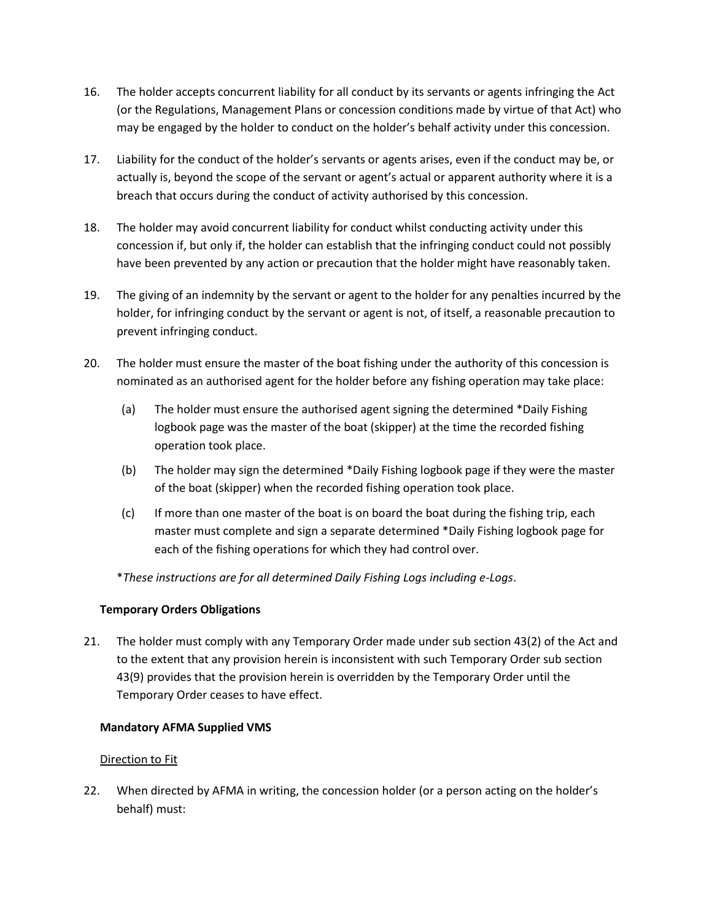16. The holder accepts concurrent liability for all conduct by its servants or agents infringing the Act (or the Regulations, Management Plans or concession conditions made by virtue of that Act) who may be engaged by the holder to conduct on the holder's behalf activity under this concession.

17. Liability for the conduct of the holder's servants or agents arises, even if the conduct may be, or actually is, beyond the scope of the servant or agent's actual or apparent authority where it is a breach that occurs during the conduct of activity authorised by this concession.

18. The holder may avoid concurrent liability for conduct whilst conducting activity under this concession if, but only if, the holder can establish that the infringing conduct could not possibly have been prevented by any action or precaution that the holder might have reasonably taken.

19. The giving of an indemnity by the servant or agent to the holder for any penalties incurred by the holder, for infringing conduct by the servant or agent is not, of itself, a reasonable precaution to prevent infringing conduct.

20. The holder must ensure the master of the boat fishing under the authority of this concession is nominated as an authorised agent for the holder before any fishing operation may take place:

    (a) The holder must ensure the authorised agent signing the determined *Daily Fishing logbook page was the master of the boat (skipper) at the time the recorded fishing operation took place.

    (b) The holder may sign the determined *Daily Fishing logbook page if they were the master of the boat (skipper) when the recorded fishing operation took place.

    (c) If more than one master of the boat is on board the boat during the fishing trip, each master must complete and sign a separate determined *Daily Fishing logbook page for each of the fishing operations for which they had control over.

*These instructions are for all determined Daily Fishing Logs including e-Logs.*

**Temporary Orders Obligations**

21. The holder must comply with any Temporary Order made under sub section 43(2) of the Act and to the extent that any provision herein is inconsistent with such Temporary Order sub section 43(9) provides that the provision herein is overridden by the Temporary Order until the Temporary Order ceases to have effect.

**Mandatory AFMA Supplied VMS**

<u>Direction to Fit</u>

22. When directed by AFMA in writing, the concession holder (or a person acting on the holder's behalf) must: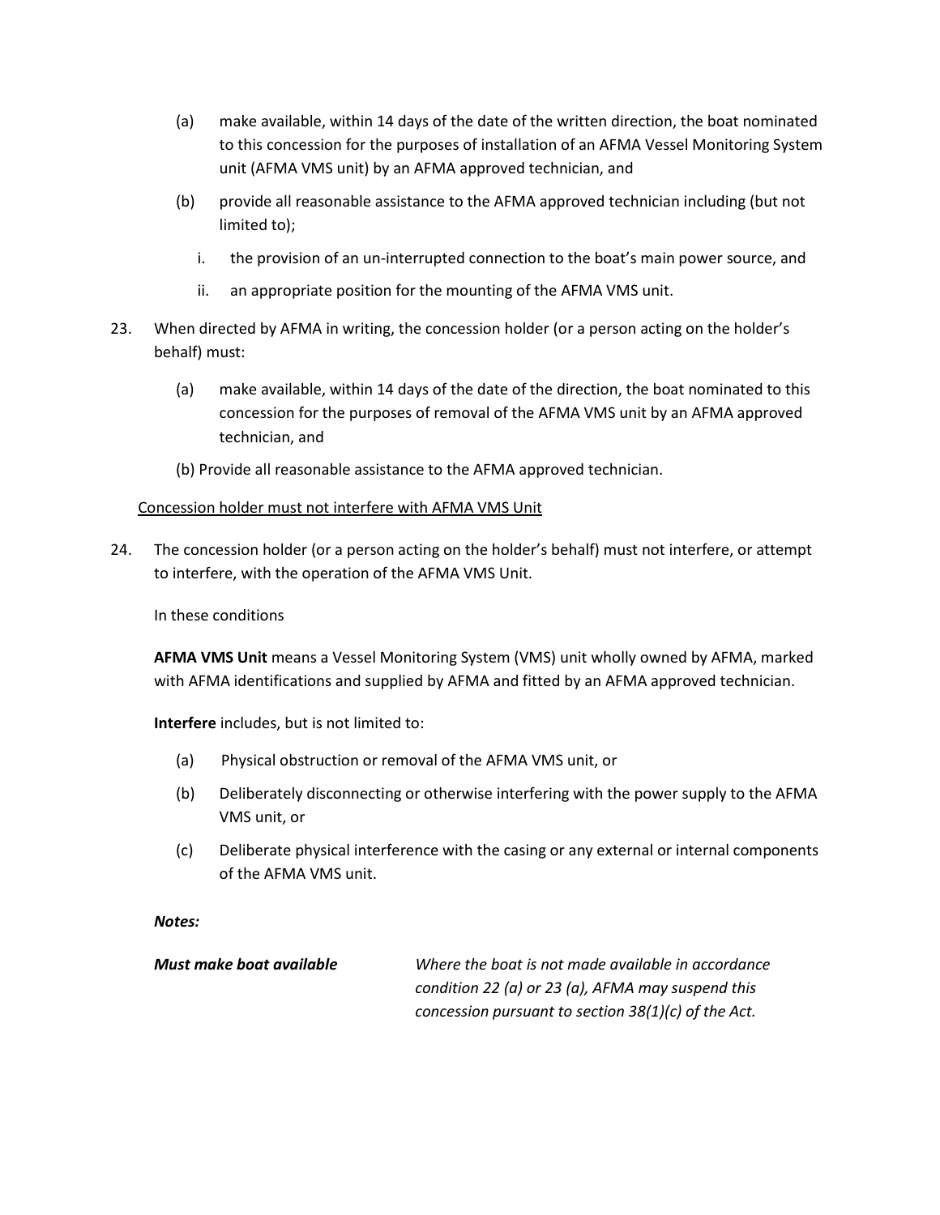(a) make available, within 14 days of the date of the written direction, the boat nominated to this concession for the purposes of installation of an AFMA Vessel Monitoring System unit (AFMA VMS unit) by an AFMA approved technician, and

(b) provide all reasonable assistance to the AFMA approved technician including (but not limited to);

   i. the provision of an un-interrupted connection to the boat's main power source, and

   ii. an appropriate position for the mounting of the AFMA VMS unit.

23. When directed by AFMA in writing, the concession holder (or a person acting on the holder's behalf) must:

   (a) make available, within 14 days of the date of the direction, the boat nominated to this concession for the purposes of removal of the AFMA VMS unit by an AFMA approved technician, and

   (b) Provide all reasonable assistance to the AFMA approved technician.

<u>Concession holder must not interfere with AFMA VMS Unit</u>

24. The concession holder (or a person acting on the holder's behalf) must not interfere, or attempt to interfere, with the operation of the AFMA VMS Unit.

In these conditions

**AFMA VMS Unit** means a Vessel Monitoring System (VMS) unit wholly owned by AFMA, marked with AFMA identifications and supplied by AFMA and fitted by an AFMA approved technician.

**Interfere** includes, but is not limited to:

(a) Physical obstruction or removal of the AFMA VMS unit, or

(b) Deliberately disconnecting or otherwise interfering with the power supply to the AFMA VMS unit, or

(c) Deliberate physical interference with the casing or any external or internal components of the AFMA VMS unit.

***Notes:***

| | |
|---|---|
| ***Must make boat available*** | *Where the boat is not made available in accordance condition 22 (a) or 23 (a), AFMA may suspend this concession pursuant to section 38(1)(c) of the Act.* |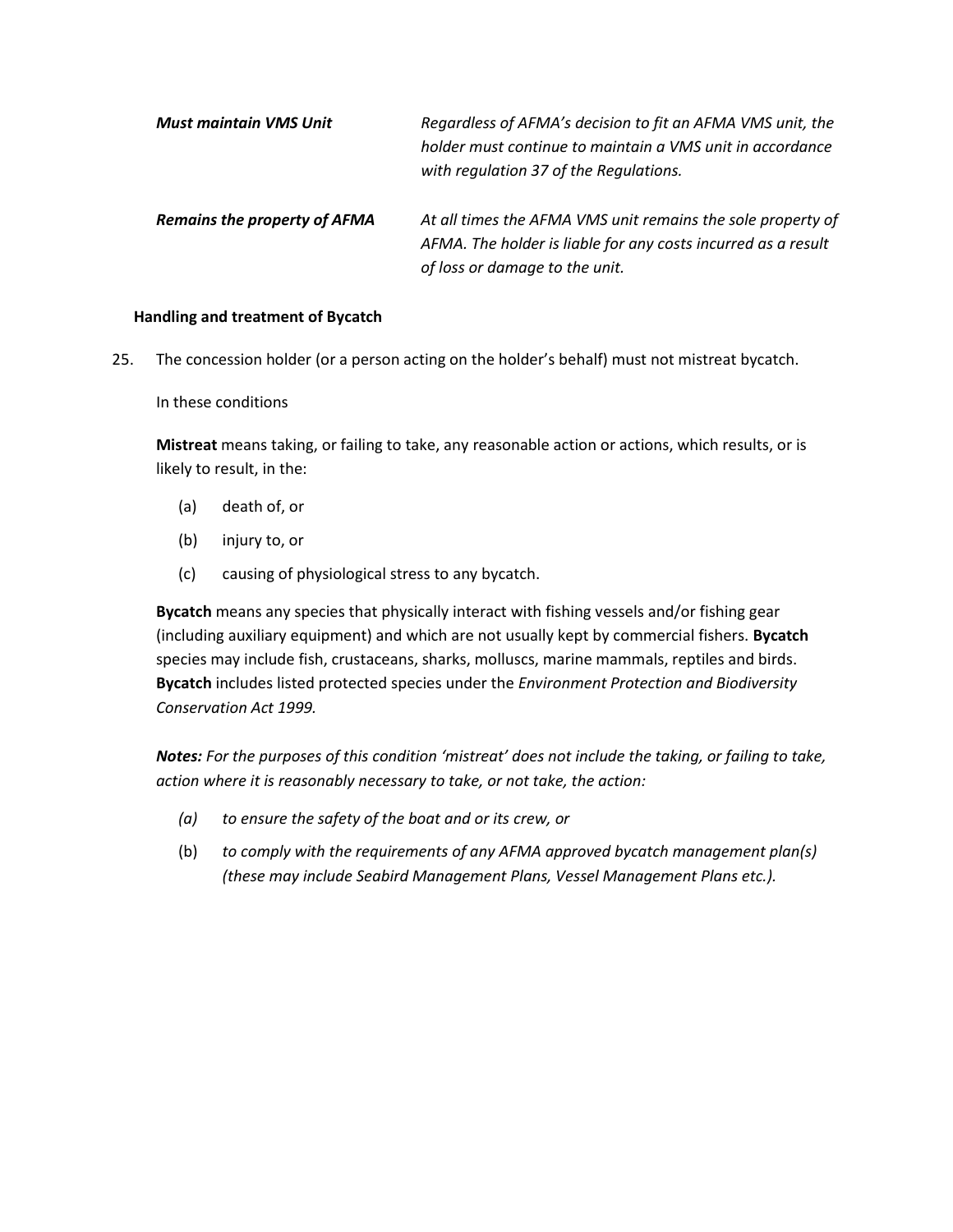| | |
|---|---|
| ***Must maintain VMS Unit*** | *Regardless of AFMA's decision to fit an AFMA VMS unit, the holder must continue to maintain a VMS unit in accordance with regulation 37 of the Regulations.* |
| ***Remains the property of AFMA*** | *At all times the AFMA VMS unit remains the sole property of AFMA. The holder is liable for any costs incurred as a result of loss or damage to the unit.* |

**Handling and treatment of Bycatch**

25. The concession holder (or a person acting on the holder's behalf) must not mistreat bycatch.

    In these conditions

    **Mistreat** means taking, or failing to take, any reasonable action or actions, which results, or is likely to result, in the:

    (a) death of, or

    (b) injury to, or

    (c) causing of physiological stress to any bycatch.

    **Bycatch** means any species that physically interact with fishing vessels and/or fishing gear (including auxiliary equipment) and which are not usually kept by commercial fishers. **Bycatch** species may include fish, crustaceans, sharks, molluscs, marine mammals, reptiles and birds. **Bycatch** includes listed protected species under the *Environment Protection and Biodiversity Conservation Act 1999.*

    ***Notes:*** *For the purposes of this condition 'mistreat' does not include the taking, or failing to take, action where it is reasonably necessary to take, or not take, the action:*

    *(a) to ensure the safety of the boat and or its crew, or*

    (b) *to comply with the requirements of any AFMA approved bycatch management plan(s) (these may include Seabird Management Plans, Vessel Management Plans etc.).*